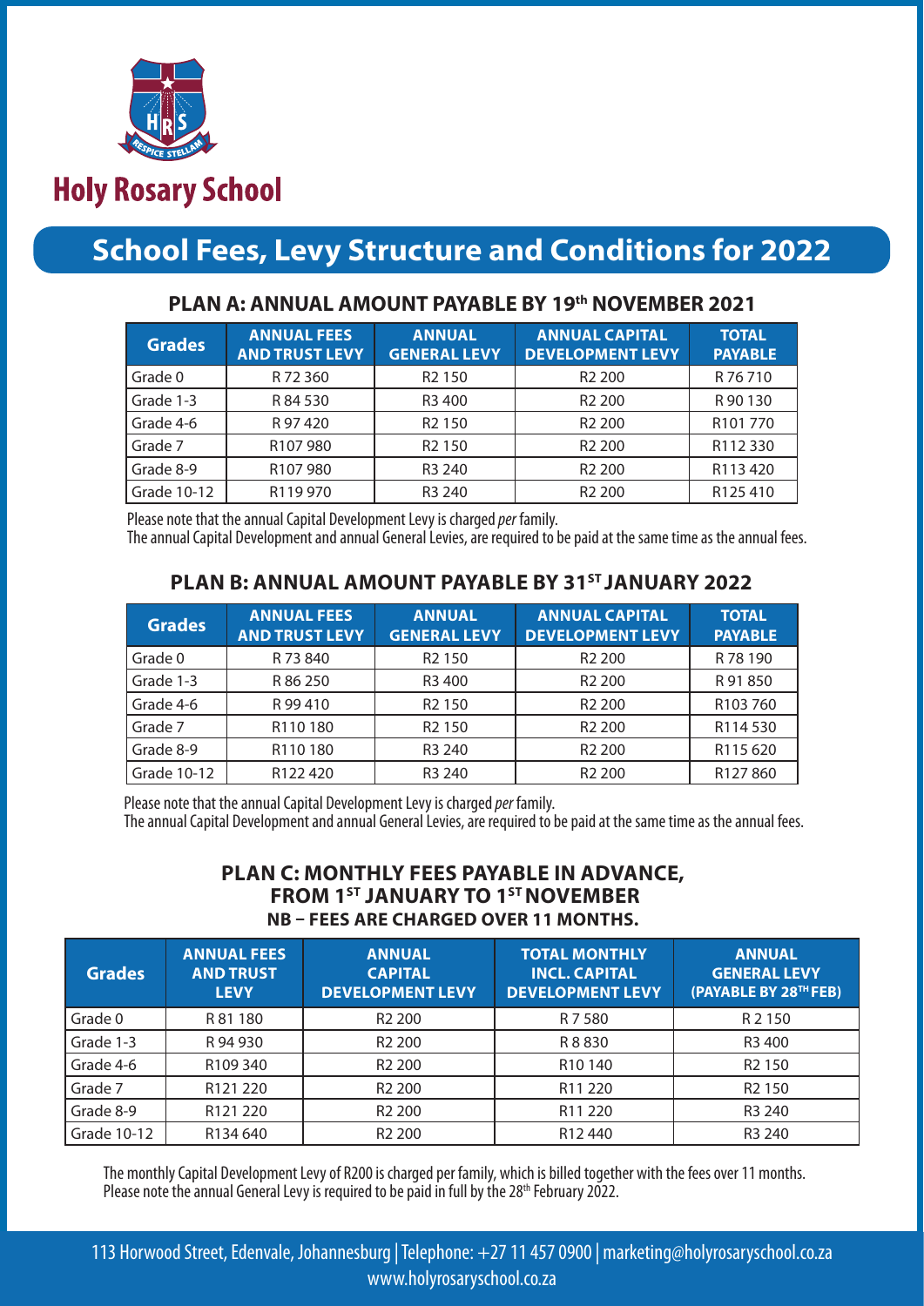# Holy Rosary School

## School Fees, Levy Structure and Conditions for 2022

### PLAN A: ANNUAL AMOUNT PAYABLE BY 19th NOVEMBER 2021

| Grades | ANNUAL FEES AND TRUST LEVY | ANNUAL GENERAL LEVY | ANNUAL CAPITAL DEVELOPMENT LEVY | TOTAL PAYABLE |
|---|---|---|---|---|
| Grade 0 | R 72 360 | R2 150 | R2 200 | R 76 710 |
| Grade 1-3 | R 84 530 | R3 400 | R2 200 | R 90 130 |
| Grade 4-6 | R 97 420 | R2 150 | R2 200 | R101 770 |
| Grade 7 | R107 980 | R2 150 | R2 200 | R112 330 |
| Grade 8-9 | R107 980 | R3 240 | R2 200 | R113 420 |
| Grade 10-12 | R119 970 | R3 240 | R2 200 | R125 410 |

Please note that the annual Capital Development Levy is charged *per* family.
The annual Capital Development and annual General Levies, are required to be paid at the same time as the annual fees.

### PLAN B: ANNUAL AMOUNT PAYABLE BY 31ST JANUARY 2022

| Grades | ANNUAL FEES AND TRUST LEVY | ANNUAL GENERAL LEVY | ANNUAL CAPITAL DEVELOPMENT LEVY | TOTAL PAYABLE |
|---|---|---|---|---|
| Grade 0 | R 73 840 | R2 150 | R2 200 | R 78 190 |
| Grade 1-3 | R 86 250 | R3 400 | R2 200 | R 91 850 |
| Grade 4-6 | R 99 410 | R2 150 | R2 200 | R103 760 |
| Grade 7 | R110 180 | R2 150 | R2 200 | R114 530 |
| Grade 8-9 | R110 180 | R3 240 | R2 200 | R115 620 |
| Grade 10-12 | R122 420 | R3 240 | R2 200 | R127 860 |

Please note that the annual Capital Development Levy is charged *per* family.
The annual Capital Development and annual General Levies, are required to be paid at the same time as the annual fees.

### PLAN C: MONTHLY FEES PAYABLE IN ADVANCE, FROM 1ST JANUARY TO 1ST NOVEMBER

**NB – FEES ARE CHARGED OVER 11 MONTHS.**

| Grades | ANNUAL FEES AND TRUST LEVY | ANNUAL CAPITAL DEVELOPMENT LEVY | TOTAL MONTHLY INCL. CAPITAL DEVELOPMENT LEVY | ANNUAL GENERAL LEVY (PAYABLE BY 28TH FEB) |
|---|---|---|---|---|
| Grade 0 | R 81 180 | R2 200 | R 7 580 | R 2 150 |
| Grade 1-3 | R 94 930 | R2 200 | R 8 830 | R3 400 |
| Grade 4-6 | R109 340 | R2 200 | R10 140 | R2 150 |
| Grade 7 | R121 220 | R2 200 | R11 220 | R2 150 |
| Grade 8-9 | R121 220 | R2 200 | R11 220 | R3 240 |
| Grade 10-12 | R134 640 | R2 200 | R12 440 | R3 240 |

The monthly Capital Development Levy of R200 is charged per family, which is billed together with the fees over 11 months.
Please note the annual General Levy is required to be paid in full by the 28th February 2022.

113 Horwood Street, Edenvale, Johannesburg | Telephone: +27 11 457 0900 | marketing@holyrosaryschool.co.za
www.holyrosaryschool.co.za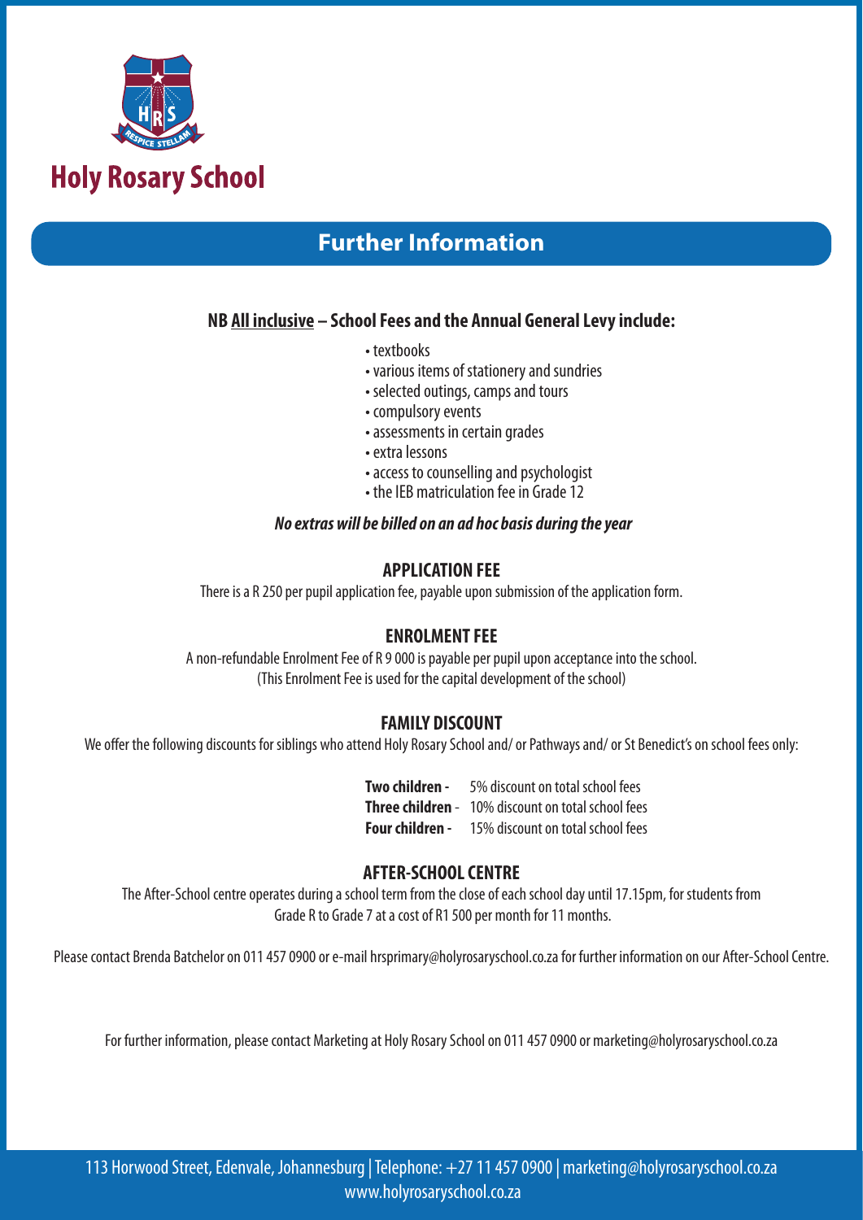Holy Rosary School

## Further Information

**NB All inclusive – School Fees and the Annual General Levy include:**

- textbooks
- various items of stationery and sundries
- selected outings, camps and tours
- compulsory events
- assessments in certain grades
- extra lessons
- access to counselling and psychologist
- the IEB matriculation fee in Grade 12

***No extras will be billed on an ad hoc basis during the year***

### APPLICATION FEE

There is a R 250 per pupil application fee, payable upon submission of the application form.

### ENROLMENT FEE

A non-refundable Enrolment Fee of R 9 000 is payable per pupil upon acceptance into the school.
(This Enrolment Fee is used for the capital development of the school)

### FAMILY DISCOUNT

We offer the following discounts for siblings who attend Holy Rosary School and/ or Pathways and/ or St Benedict's on school fees only:

**Two children -** 5% discount on total school fees
**Three children** - 10% discount on total school fees
**Four children -** 15% discount on total school fees

### AFTER-SCHOOL CENTRE

The After-School centre operates during a school term from the close of each school day until 17.15pm, for students from Grade R to Grade 7 at a cost of R1 500 per month for 11 months.

Please contact Brenda Batchelor on 011 457 0900 or e-mail hrsprimary@holyrosaryschool.co.za for further information on our After-School Centre.

For further information, please contact Marketing at Holy Rosary School on 011 457 0900 or marketing@holyrosaryschool.co.za

113 Horwood Street, Edenvale, Johannesburg | Telephone: +27 11 457 0900 | marketing@holyrosaryschool.co.za
www.holyrosaryschool.co.za